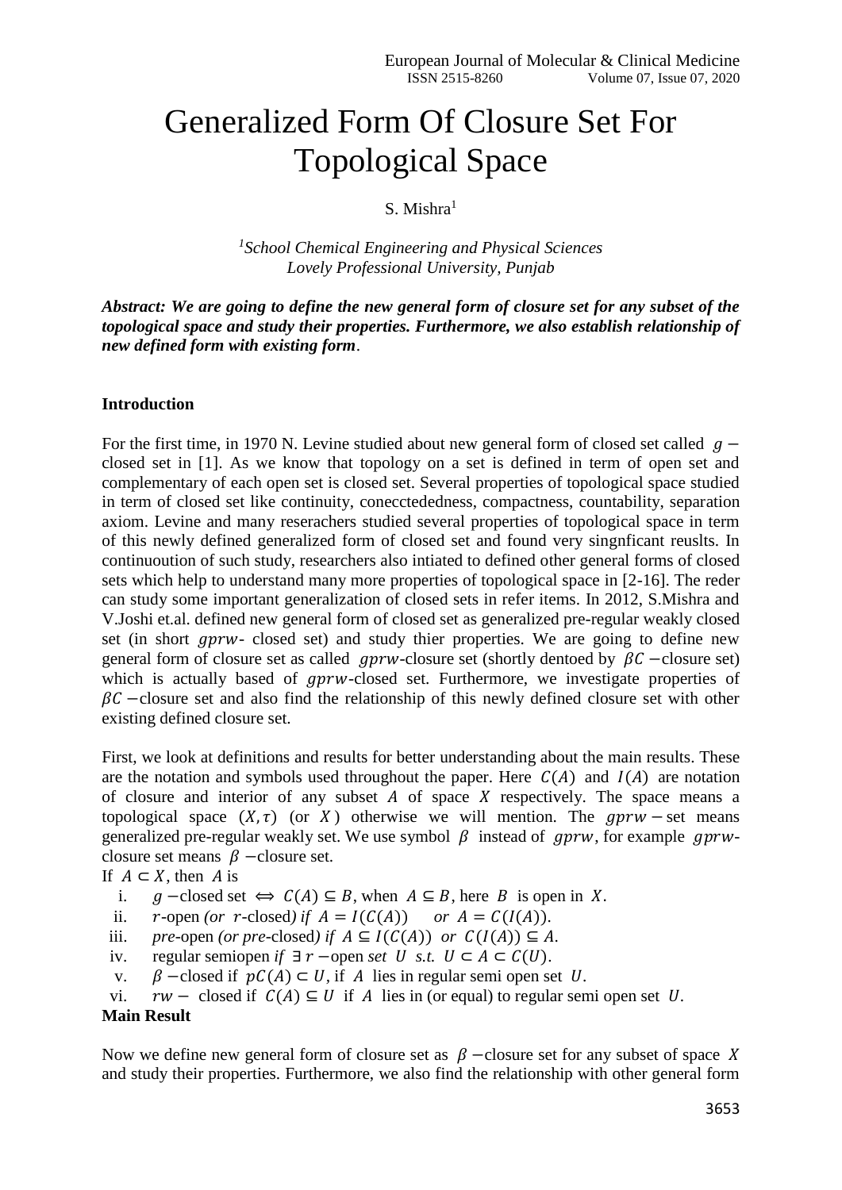# Generalized Form Of Closure Set For Topological Space

S. Mishra[1]

[1]*School Chemical Engineering and Physical Sciences*
*Lovely Professional University, Punjab*

***Abstract: We are going to define the new general form of closure set for any subset of the topological space and study their properties. Furthermore, we also establish relationship of new defined form with existing form.***

**Introduction**

For the first time, in 1970 N. Levine studied about new general form of closed set called $g-$ closed set in [1]. As we know that topology on a set is defined in term of open set and complementary of each open set is closed set. Several properties of topological space studied in term of closed set like continuity, conecctededness, compactness, countability, separation axiom. Levine and many reserachers studied several properties of topological space in term of this newly defined generalized form of closed set and found very singnficant reuslts. In continuoution of such study, researchers also intiated to defined other general forms of closed sets which help to understand many more properties of topological space in [2-16]. The reder can study some important generalization of closed sets in refer items. In 2012, S.Mishra and V.Joshi et.al. defined new general form of closed set as generalized pre-regular weakly closed set (in short $gprw$- closed set) and study thier properties. We are going to define new general form of closure set as called $gprw$-closure set (shortly dentoed by $\beta C-$closure set) which is actually based of $gprw$-closed set. Furthermore, we investigate properties of $\beta C-$closure set and also find the relationship of this newly defined closure set with other existing defined closure set.

First, we look at definitions and results for better understanding about the main results. These are the notation and symbols used throughout the paper. Here $C(A)$ and $I(A)$ are notation of closure and interior of any subset $A$ of space $X$ respectively. The space means a topological space $(X,\tau)$ (or $X$) otherwise we will mention. The $gprw-$set means generalized pre-regular weakly set. We use symbol $\beta$ instead of $gprw$, for example $gprw$-closure set means $\beta-$closure set.

If $A \subset X$, then $A$ is

i. $g-$closed set $\Leftrightarrow$ $C(A) \subseteq B$, when $A \subseteq B$, here $B$ is open in $X$.
ii. $r$-open *(or* $r$-closed*) if* $A = I(C(A))$ *or* $A = C(I(A))$.
iii. *pre*-open *(or pre*-closed*) if* $A \subseteq I(C(A))$ *or* $C(I(A)) \subseteq A$.
iv. regular semiopen *if* $\exists\, r-$open *set* $U$ *s.t.* $U \subset A \subset C(U)$.
v. $\beta-$closed if $pC(A) \subset U$, if $A$ lies in regular semi open set $U$.
vi. $rw-$ closed if $C(A) \subseteq U$ if $A$ lies in (or equal) to regular semi open set $U$.

**Main Result**

Now we define new general form of closure set as $\beta-$closure set for any subset of space $X$ and study their properties. Furthermore, we also find the relationship with other general form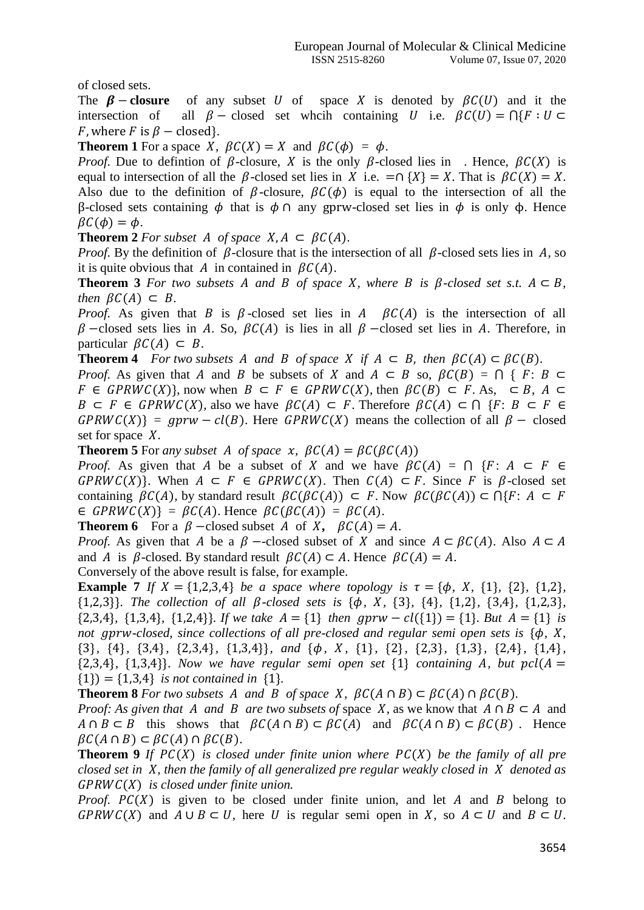of closed sets.

The **$\beta$ − closure** of any subset $U$ of space $X$ is denoted by $\beta C(U)$ and it the intersection of all $\beta-$ closed set whcih containing $U$ i.e. $\beta C(U) = \bigcap\{F : U \subset F$, where $F$ is $\beta -$ closed$\}$.

**Theorem 1** For a space $X$, $\beta C(X) = X$ and $\beta C(\phi) = \phi$.

*Proof.* Due to defintion of $\beta$-closure, $X$ is the only $\beta$-closed lies in . Hence, $\beta C(X)$ is equal to intersection of all the $\beta$-closed set lies in $X$ i.e. $= \cap \{X\} = X$. That is $\beta C(X) = X$. Also due to the definition of $\beta$-closure, $\beta C(\phi)$ is equal to the intersection of all the β-closed sets containing $\phi$ that is $\phi \cap$ any gprw-closed set lies in $\phi$ is only ϕ. Hence $\beta C(\phi) = \phi$.

**Theorem 2** *For subset $A$ of space $X, A \subset \beta C(A)$.*

*Proof.* By the definition of $\beta$-closure that is the intersection of all $\beta$-closed sets lies in $A$, so it is quite obvious that $A$ in contained in $\beta C(A)$.

**Theorem 3** *For two subsets $A$ and $B$ of space $X$, where $B$ is $\beta$-closed set s.t. $A \subset B$, then $\beta C(A) \subset B$.*

*Proof.* As given that $B$ is $\beta$-closed set lies in $A$ $\beta C(A)$ is the intersection of all $\beta -$closed sets lies in $A$. So, $\beta C(A)$ is lies in all $\beta -$closed set lies in $A$. Therefore, in particular $\beta C(A) \subset B$.

**Theorem 4** *For two subsets $A$ and $B$ of space $X$ if $A \subset B$, then $\beta C(A) \subset \beta C(B)$.*

*Proof.* As given that $A$ and $B$ be subsets of $X$ and $A \subset B$ so, $\beta C(B) = \bigcap \{ F: B \subset F \in GPRWC(X)\}$, now when $B \subset F \in GPRWC(X)$, then $\beta C(B) \subset F$. As, $\subset B$, $A \subset B \subset F \in GPRWC(X)$, also we have $\beta C(A) \subset F$. Therefore $\beta C(A) \subset \bigcap \{F: B \subset F \in GPRWC(X)\} = gprw - cl(B)$. Here $GPRWC(X)$ means the collection of all $\beta -$ closed set for space $X$.

**Theorem 5** For *any subset $A$ of space $x$, $\beta C(A) = \beta C(\beta C(A))$*

*Proof.* As given that $A$ be a subset of $X$ and we have $\beta C(A) = \bigcap \{F: A \subset F \in GPRWC(X)\}$. When $A \subset F \in GPRWC(X)$. Then $C(A) \subset F$. Since $F$ is $\beta$-closed set containing $\beta C(A)$, by standard result $\beta C(\beta C(A)) \subset F$. Now $\beta C(\beta C(A)) \subset \bigcap\{F: A \subset F \in GPRWC(X)\} = \beta C(A)$. Hence $\beta C(\beta C(A)) = \beta C(A)$.

**Theorem 6** For a $\beta -$closed subset $A$ of $X$, $\beta C(A) = A$.

*Proof.* As given that $A$ be a $\beta$ −-closed subset of $X$ and since $A \subset \beta C(A)$. Also $A \subset A$ and $A$ is $\beta$-closed. By standard result $\beta C(A) \subset A$. Hence $\beta C(A) = A$.

Conversely of the above result is false, for example.

**Example 7** *If $X = \{1,2,3,4\}$ be a space where topology is $\tau = \{\phi, X, \{1\}, \{2\}, \{1,2\}, \{1,2,3\}\}$. The collection of all $\beta$-closed sets is $\{\phi, X, \{3\}, \{4\}, \{1,2\}, \{3,4\}, \{1,2,3\}, \{2,3,4\}, \{1,3,4\}, \{1,2,4\}\}$. If we take $A = \{1\}$ then $gprw - cl(\{1\}) = \{1\}$. But $A = \{1\}$ is not gprw-closed, since collections of all pre-closed and regular semi open sets is $\{\phi, X, \{3\}, \{4\}, \{3,4\}, \{2,3,4\}, \{1,3,4\}\}$, and $\{\phi, X, \{1\}, \{2\}, \{2,3\}, \{1,3\}, \{2,4\}, \{1,4\}, \{2,3,4\}, \{1,3,4\}\}$. Now we have regular semi open set $\{1\}$ containing $A$, but $pcl(A = \{1\}) = \{1,3,4\}$ is not contained in $\{1\}$.*

**Theorem 8** *For two subsets $A$ and $B$ of space $X$, $\beta C(A \cap B) \subset \beta C(A) \cap \beta C(B)$.*

*Proof: As given that $A$ and $B$ are two subsets of* space $X$, as we know that $A \cap B \subset A$ and $A \cap B \subset B$ this shows that $\beta C(A \cap B) \subset \beta C(A)$ and $\beta C(A \cap B) \subset \beta C(B)$ . Hence $\beta C(A \cap B) \subset \beta C(A) \cap \beta C(B)$.

**Theorem 9** *If $PC(X)$ is closed under finite union where $PC(X)$ be the family of all pre closed set in $X$, then the family of all generalized pre regular weakly closed in $X$ denoted as $GPRWC(X)$ is closed under finite union.*

*Proof.* $PC(X)$ is given to be closed under finite union, and let $A$ and $B$ belong to $GPRWC(X)$ and $A \cup B \subset U$, here $U$ is regular semi open in $X$, so $A \subset U$ and $B \subset U$.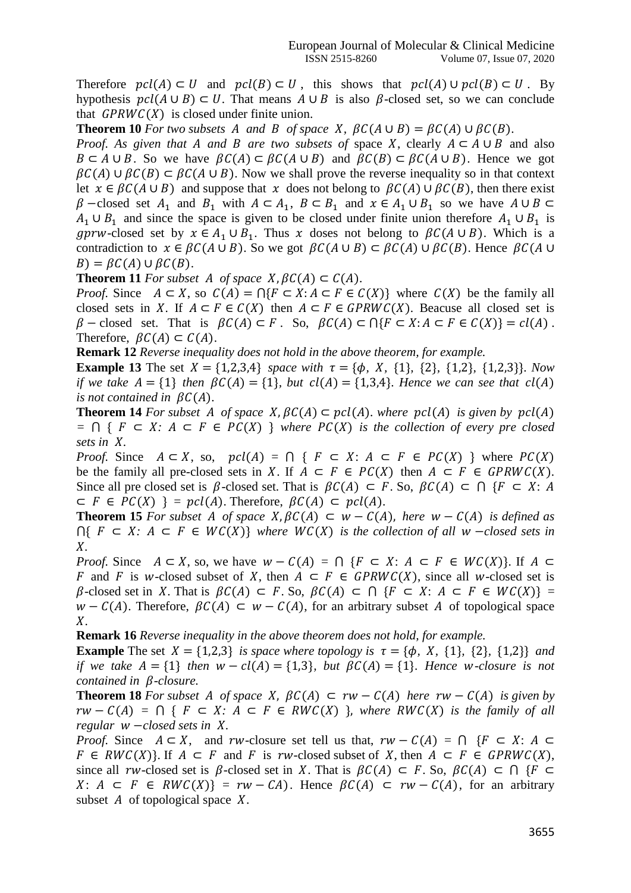Therefore $pcl(A) \subset U$ and $pcl(B) \subset U$, this shows that $pcl(A) \cup pcl(B) \subset U$. By hypothesis $pcl(A \cup B) \subset U$. That means $A \cup B$ is also $\beta$-closed set, so we can conclude that $GPRWC(X)$ is closed under finite union.

**Theorem 10** *For two subsets $A$ and $B$ of space $X$, $\beta C(A \cup B) = \beta C(A) \cup \beta C(B)$.*

*Proof. As given that $A$ and $B$ are two subsets of* space $X$, clearly $A \subset A \cup B$ and also $B \subset A \cup B$. So we have $\beta C(A) \subset \beta C(A \cup B)$ and $\beta C(B) \subset \beta C(A \cup B)$. Hence we got $\beta C(A) \cup \beta C(B) \subset \beta C(A \cup B)$. Now we shall prove the reverse inequality so in that context let $x \in \beta C(A \cup B)$ and suppose that $x$ does not belong to $\beta C(A) \cup \beta C(B)$, then there exist $\beta$ −closed set $A_1$ and $B_1$ with $A \subset A_1$, $B \subset B_1$ and $x \in A_1 \cup B_1$ so we have $A \cup B \subset A_1 \cup B_1$ and since the space is given to be closed under finite union therefore $A_1 \cup B_1$ is *gprw*-closed set by $x \in A_1 \cup B_1$. Thus $x$ doses not belong to $\beta C(A \cup B)$. Which is a contradiction to $x \in \beta C(A \cup B)$. So we got $\beta C(A \cup B) \subset \beta C(A) \cup \beta C(B)$. Hence $\beta C(A \cup B) = \beta C(A) \cup \beta C(B)$.

**Theorem 11** *For subset $A$ of space $X, \beta C(A) \subset C(A)$.*

*Proof.* Since $A \subset X$, so $C(A) = \bigcap\{F \subset X: A \subset F \in C(X)\}$ where $C(X)$ be the family all closed sets in $X$. If $A \subset F \in C(X)$ then $A \subset F \in GPRWC(X)$. Beacuse all closed set is $\beta$ − closed set. That is $\beta C(A) \subset F$. So, $\beta C(A) \subset \bigcap\{F \subset X: A \subset F \in C(X)\} = cl(A)$. Therefore, $\beta C(A) \subset C(A)$.

**Remark 12** *Reverse inequality does not hold in the above theorem, for example.*

**Example 13** The set $X = \{1,2,3,4\}$ *space with* $\tau = \{\phi, X, \{1\}, \{2\}, \{1,2\}, \{1,2,3\}\}$. *Now if we take* $A = \{1\}$ *then* $\beta C(A) = \{1\}$, *but* $cl(A) = \{1,3,4\}$. *Hence we can see that* $cl(A)$ *is not contained in* $\beta C(A)$.

**Theorem 14** *For subset $A$ of space $X, \beta C(A) \subset pcl(A)$. where $pcl(A)$ is given by $pcl(A) = \bigcap \{ F \subset X: A \subset F \in PC(X) \}$ where $PC(X)$ is the collection of every pre closed sets in $X$.*

*Proof.* Since $A \subset X$, so, $pcl(A) = \bigcap \{ F \subset X: A \subset F \in PC(X) \}$ where $PC(X)$ be the family all pre-closed sets in $X$. If $A \subset F \in PC(X)$ then $A \subset F \in GPRWC(X)$. Since all pre closed set is $\beta$-closed set. That is $\beta C(A) \subset F$. So, $\beta C(A) \subset \bigcap \{F \subset X: A \subset F \in PC(X) \} = pcl(A)$. Therefore, $\beta C(A) \subset pcl(A)$.

**Theorem 15** *For subset $A$ of space $X, \beta C(A) \subset w - C(A)$, here $w - C(A)$ is defined as $\bigcap\{ F \subset X: A \subset F \in WC(X)\}$ where $WC(X)$ is the collection of all $w$ −closed sets in $X$.*

*Proof.* Since $A \subset X$, so, we have $w - C(A) = \bigcap \{F \subset X: A \subset F \in WC(X)\}$. If $A \subset F$ and $F$ is $w$-closed subset of $X$, then $A \subset F \in GPRWC(X)$, since all $w$-closed set is $\beta$-closed set in $X$. That is $\beta C(A) \subset F$. So, $\beta C(A) \subset \bigcap \{F \subset X: A \subset F \in WC(X)\} = w - C(A)$. Therefore, $\beta C(A) \subset w - C(A)$, for an arbitrary subset $A$ of topological space $X$.

**Remark 16** *Reverse inequality in the above theorem does not hold, for example.*

**Example** The set $X = \{1,2,3\}$ *is space where topology is* $\tau = \{\phi, X, \{1\}, \{2\}, \{1,2\}\}$ *and if we take* $A = \{1\}$ *then* $w - cl(A) = \{1,3\}$, *but* $\beta C(A) = \{1\}$. *Hence $w$-closure is not contained in $\beta$-closure.*

**Theorem 18** *For subset $A$ of space $X$, $\beta C(A) \subset rw - C(A)$ here $rw - C(A)$ is given by $rw - C(A) = \bigcap \{ F \subset X: A \subset F \in RWC(X) \}$, where $RWC(X)$ is the family of all regular $w$ −closed sets in $X$.*

*Proof.* Since $A \subset X$, and $rw$-closure set tell us that, $rw - C(A) = \bigcap \{F \subset X: A \subset F \in RWC(X)\}$. If $A \subset F$ and $F$ is $rw$-closed subset of $X$, then $A \subset F \in GPRWC(X)$, since all $rw$-closed set is $\beta$-closed set in $X$. That is $\beta C(A) \subset F$. So, $\beta C(A) \subset \bigcap \{F \subset X: A \subset F \in RWC(X)\} = rw - CA)$. Hence $\beta C(A) \subset rw - C(A)$, for an arbitrary subset $A$ of topological space $X$.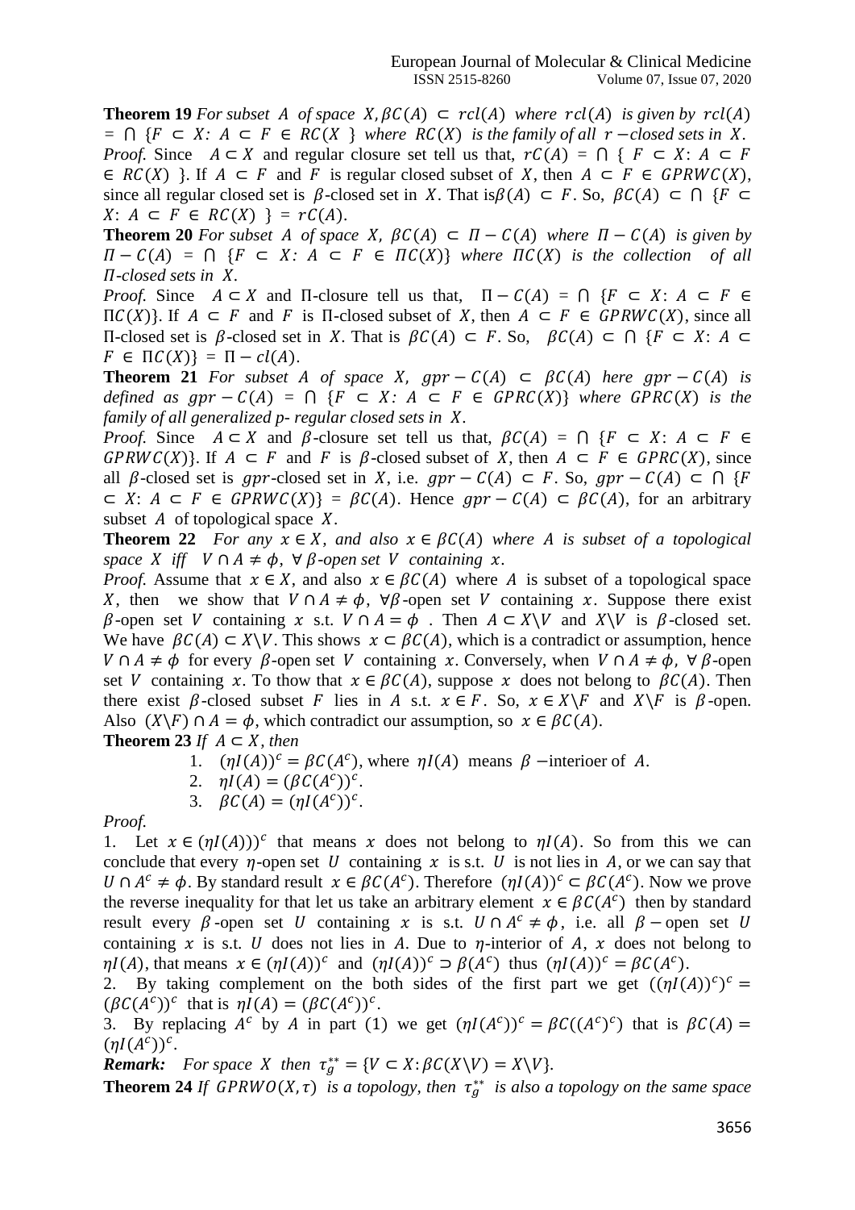**Theorem 19** *For subset $A$ of space $X, \beta C(A) \subset rcl(A)$ where $rcl(A)$ is given by $rcl(A) = \cap \{F \subset X{:}\ A \subset F \in RC(X)\}$ where $RC(X)$ is the family of all $r-$closed sets in $X$.*

*Proof.* Since $A \subset X$ and regular closure set tell us that, $rC(A) = \cap\ \{F \subset X{:}\ A \subset F \in RC(X)\}$. If $A \subset F$ and $F$ is regular closed subset of $X$, then $A \subset F \in GPRWC(X)$, since all regular closed set is $\beta$-closed set in $X$. That is$\beta(A) \subset F$. So, $\beta C(A) \subset \cap\ \{F \subset X{:}\ A \subset F \in RC(X)\} = rC(A)$.

**Theorem 20** *For subset $A$ of space $X$, $\beta C(A) \subset \Pi - C(A)$ where $\Pi - C(A)$ is given by $\Pi - C(A) = \cap\ \{F \subset X{:}\ A \subset F \in \Pi C(X)\}$ where $\Pi C(X)$ is the collection of all $\Pi$-closed sets in $X$.*

*Proof.* Since $A \subset X$ and $\Pi$-closure tell us that, $\Pi - C(A) = \cap\ \{F \subset X{:}\ A \subset F \in \Pi C(X)\}$. If $A \subset F$ and $F$ is $\Pi$-closed subset of $X$, then $A \subset F \in GPRWC(X)$, since all $\Pi$-closed set is $\beta$-closed set in $X$. That is $\beta C(A) \subset F$. So, $\beta C(A) \subset \cap\ \{F \subset X{:}\ A \subset F \in \Pi C(X)\} = \Pi - cl(A)$.

**Theorem 21** *For subset $A$ of space $X$, $gpr - C(A) \subset \beta C(A)$ here $gpr - C(A)$ is defined as $gpr - C(A) = \cap\ \{F \subset X{:}\ A \subset F \in GPRC(X)\}$ where $GPRC(X)$ is the family of all generalized p- regular closed sets in $X$.*

*Proof.* Since $A \subset X$ and $\beta$-closure set tell us that, $\beta C(A) = \cap\ \{F \subset X{:}\ A \subset F \in GPRWC(X)\}$. If $A \subset F$ and $F$ is $\beta$-closed subset of $X$, then $A \subset F \in GPRC(X)$, since all $\beta$-closed set is $gpr$-closed set in $X$, i.e. $gpr - C(A) \subset F$. So, $gpr - C(A) \subset \cap\ \{F \subset X{:}\ A \subset F \in GPRWC(X)\} = \beta C(A)$. Hence $gpr - C(A) \subset \beta C(A)$, for an arbitrary subset $A$ of topological space $X$.

**Theorem 22** *For any $x \in X$, and also $x \in \beta C(A)$ where $A$ is subset of a topological space $X$ iff $V \cap A \neq \phi$, $\forall\ \beta$-open set $V$ containing $x$.*

*Proof.* Assume that $x \in X$, and also $x \in \beta C(A)$ where $A$ is subset of a topological space $X$, then we show that $V \cap A \neq \phi$, $\forall \beta$-open set $V$ containing $x$. Suppose there exist $\beta$-open set $V$ containing $x$ s.t. $V \cap A = \phi$. Then $A \subset X \backslash V$ and $X \backslash V$ is $\beta$-closed set. We have $\beta C(A) \subset X \backslash V$. This shows $x \subset \beta C(A)$, which is a contradict or assumption, hence $V \cap A \neq \phi$ for every $\beta$-open set $V$ containing $x$. Conversely, when $V \cap A \neq \phi$, $\forall\ \beta$-open set $V$ containing $x$. To thow that $x \in \beta C(A)$, suppose $x$ does not belong to $\beta C(A)$. Then there exist $\beta$-closed subset $F$ lies in $A$ s.t. $x \in F$. So, $x \in X \backslash F$ and $X \backslash F$ is $\beta$-open. Also $(X \backslash F) \cap A = \phi$, which contradict our assumption, so $x \in \beta C(A)$.

**Theorem 23** *If $A \subset X$, then*

1. $(\eta I(A))^c = \beta C(A^c)$, where $\eta I(A)$ means $\beta -$interioer of $A$.
2. $\eta I(A) = (\beta C(A^c))^c$.
3. $\beta C(A) = (\eta I(A^c))^c$.

*Proof.*

1. Let $x \in (\eta I(A)))^c$ that means $x$ does not belong to $\eta I(A)$. So from this we can conclude that every $\eta$-open set $U$ containing $x$ is s.t. $U$ is not lies in $A$, or we can say that $U \cap A^c \neq \phi$. By standard result $x \in \beta C(A^c)$. Therefore $(\eta I(A))^c \subset \beta C(A^c)$. Now we prove the reverse inequality for that let us take an arbitrary element $x \in \beta C(A^c)$ then by standard result every $\beta$-open set $U$ containing $x$ is s.t. $U \cap A^c \neq \phi$, i.e. all $\beta -$open set $U$ containing $x$ is s.t. $U$ does not lies in $A$. Due to $\eta$-interior of $A$, $x$ does not belong to $\eta I(A)$, that means $x \in (\eta I(A))^c$ and $(\eta I(A))^c \supset \beta(A^c)$ thus $(\eta I(A))^c = \beta C(A^c)$.
2. By taking complement on the both sides of the first part we get $((\eta I(A))^c)^c = (\beta C(A^c))^c$ that is $\eta I(A) = (\beta C(A^c))^c$.
3. By replacing $A^c$ by $A$ in part (1) we get $(\eta I(A^c))^c = \beta C((A^c)^c)$ that is $\beta C(A) = (\eta I(A^c))^c$.

***Remark:*** *For space $X$ then $\tau_g^{**} = \{V \subset X{:} \beta C(X \backslash V) = X \backslash V\}$.*

**Theorem 24** *If $GPRWO(X, \tau)$ is a topology, then $\tau_g^{**}$ is also a topology on the same space*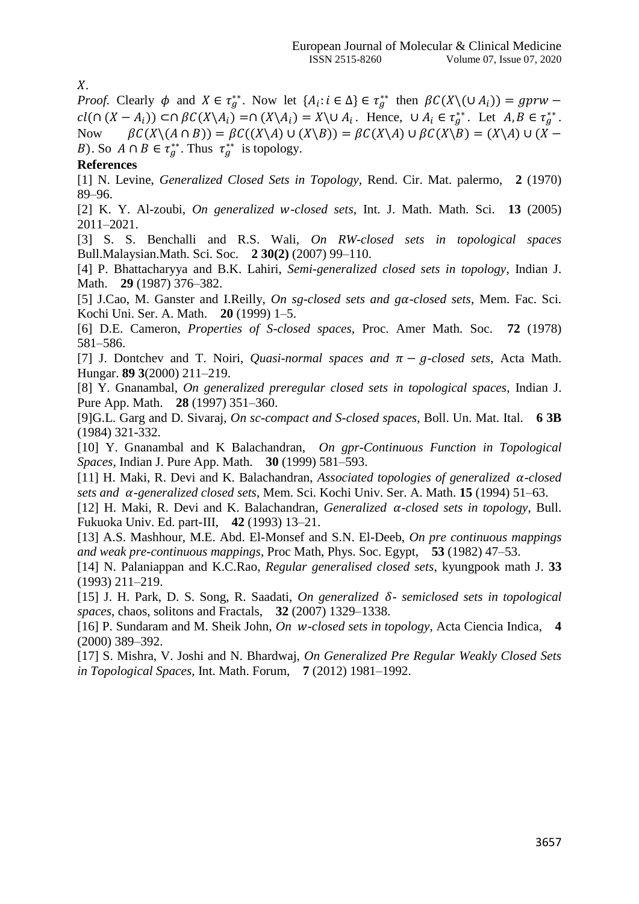$X$.

*Proof.* Clearly $\phi$ and $X \in \tau_g^{**}$. Now let $\{A_i : i \in \Delta\} \in \tau_g^{**}$ then $\beta C(X \backslash (\cup A_i)) = gprw - cl(\cap (X - A_i)) \subset \cap \beta C(X \backslash A_i) = \cap (X \backslash A_i) = X \backslash \cup A_i$. Hence, $\cup A_i \in \tau_g^{**}$. Let $A, B \in \tau_g^{**}$. Now $\beta C(X \backslash (A \cap B)) = \beta C((X \backslash A) \cup (X \backslash B)) = \beta C(X \backslash A) \cup \beta C(X \backslash B) = (X \backslash A) \cup (X - B)$. So $A \cap B \in \tau_g^{**}$. Thus $\tau_g^{**}$ is topology.

**References**

[1] N. Levine, *Generalized Closed Sets in Topology*, Rend. Cir. Mat. palermo, **2** (1970) 89–96.

[2] K. Y. Al-zoubi, *On generalized $w$-closed sets*, Int. J. Math. Math. Sci. **13** (2005) 2011–2021.

[3] S. S. Benchalli and R.S. Wali, *On RW-closed sets in topological spaces* Bull.Malaysian.Math. Sci. Soc. **2 30(2)** (2007) 99–110.

[4] P. Bhattacharyya and B.K. Lahiri, *Semi-generalized closed sets in topology*, Indian J. Math. **29** (1987) 376–382.

[5] J.Cao, M. Ganster and I.Reilly, *On sg-closed sets and g$\alpha$-closed sets*, Mem. Fac. Sci. Kochi Uni. Ser. A. Math. **20** (1999) 1–5.

[6] D.E. Cameron, *Properties of S-closed spaces*, Proc. Amer Math. Soc. **72** (1978) 581–586.

[7] J. Dontchev and T. Noiri, *Quasi-normal spaces and $\pi - g$-closed sets*, Acta Math. Hungar. **89 3**(2000) 211–219.

[8] Y. Gnanambal, *On generalized preregular closed sets in topological spaces*, Indian J. Pure App. Math. **28** (1997) 351–360.

[9]G.L. Garg and D. Sivaraj, *On sc-compact and S-closed spaces*, Boll. Un. Mat. Ital. **6 3B** (1984) 321-332.

[10] Y. Gnanambal and K Balachandran, *On gpr-Continuous Function in Topological Spaces*, Indian J. Pure App. Math. **30** (1999) 581–593.

[11] H. Maki, R. Devi and K. Balachandran, *Associated topologies of generalized $\alpha$-closed sets and $\alpha$-generalized closed sets*, Mem. Sci. Kochi Univ. Ser. A. Math. **15** (1994) 51–63.

[12] H. Maki, R. Devi and K. Balachandran, *Generalized $\alpha$-closed sets in topology*, Bull. Fukuoka Univ. Ed. part-III, **42** (1993) 13–21.

[13] A.S. Mashhour, M.E. Abd. El-Monsef and S.N. El-Deeb, *On pre continuous mappings and weak pre-continuous mappings*, Proc Math, Phys. Soc. Egypt, **53** (1982) 47–53.

[14] N. Palaniappan and K.C.Rao, *Regular generalised closed sets*, kyungpook math J. **33** (1993) 211–219.

[15] J. H. Park, D. S. Song, R. Saadati, *On generalized $\delta$- semiclosed sets in topological spaces*, chaos, solitons and Fractals, **32** (2007) 1329–1338.

[16] P. Sundaram and M. Sheik John, *On $w$-closed sets in topology*, Acta Ciencia Indica, **4** (2000) 389–392.

[17] S. Mishra, V. Joshi and N. Bhardwaj, *On Generalized Pre Regular Weakly Closed Sets in Topological Spaces*, Int. Math. Forum, **7** (2012) 1981–1992.